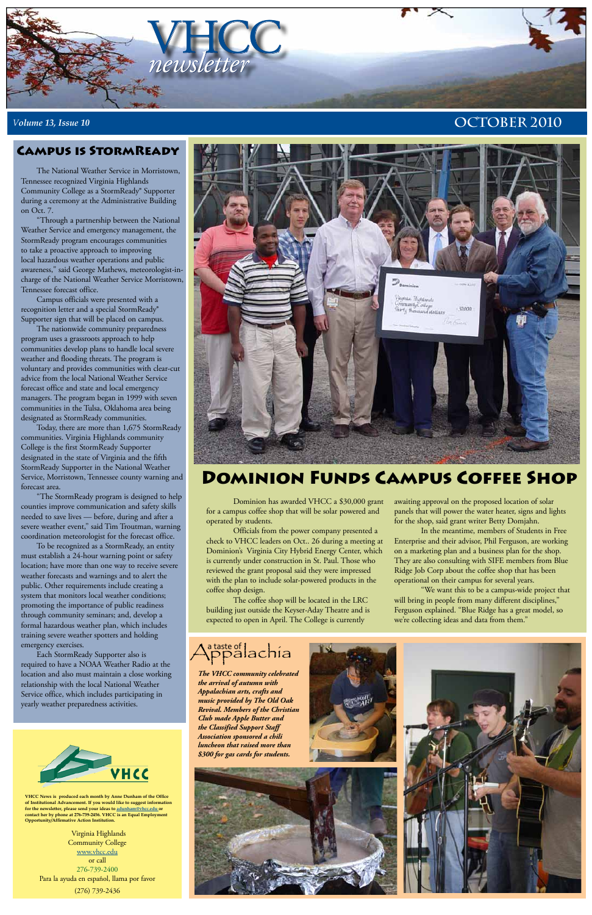# VHCC newsletter

*Volume 13, Issue 10* — OCTOBER 2010

## Campus is StormReady

The National Weather Service in Morristown, Tennessee recognized Virginia Highlands Community College as a StormReady® Supporter during a ceremony at the Administrative Building on Oct. 7.

"Through a partnership between the National Weather Service and emergency management, the StormReady program encourages communities to take a proactive approach to improving local hazardous weather operations and public awareness," said George Mathews, meteorologist-in-charge of the National Weather Service Morristown, Tennessee forecast office.

Campus officials were presented with a recognition letter and a special StormReady® Supporter sign that will be placed on campus.

The nationwide community preparedness program uses a grassroots approach to help communities develop plans to handle local severe weather and flooding threats. The program is voluntary and provides communities with clear-cut advice from the local National Weather Service forecast office and state and local emergency managers. The program began in 1999 with seven communities in the Tulsa, Oklahoma area being designated as StormReady communities.

Today, there are more than 1,675 StormReady communities. Virginia Highlands community College is the first StormReady Supporter designated in the state of Virginia and the fifth StormReady Supporter in the National Weather Service, Morristown, Tennessee county warning and forecast area.

"The StormReady program is designed to help counties improve communication and safety skills needed to save lives — before, during and after a severe weather event," said Tim Troutman, warning coordination meteorologist for the forecast office.

To be recognized as a StormReady, an entity must establish a 24-hour warning point or safety location; have more than one way to receive severe weather forecasts and warnings and to alert the public. Other requirements include creating a system that monitors local weather conditions; promoting the importance of public readiness through community seminars; and, develop a formal hazardous weather plan, which includes training severe weather spotters and holding emergency exercises.

Each StormReady Supporter also is required to have a NOAA Weather Radio at the location and also must maintain a close working relationship with the local National Weather Service office, which includes participating in yearly weather preparedness activities.

## Dominion Funds Campus Coffee Shop

Dominion has awarded VHCC a $30,000 grant for a campus coffee shop that will be solar powered and operated by students.

Officials from the power company presented a check to VHCC leaders on Oct.. 26 during a meeting at Dominion's Virginia City Hybrid Energy Center, which is currently under construction in St. Paul. Those who reviewed the grant proposal said they were impressed with the plan to include solar-powered products in the coffee shop design.

The coffee shop will be located in the LRC building just outside the Keyser-Aday Theatre and is expected to open in April. The College is currently awaiting approval on the proposed location of solar panels that will power the water heater, signs and lights for the shop, said grant writer Betty Domjahn.

In the meantime, members of Students in Free Enterprise and their advisor, Phil Ferguson, are working on a marketing plan and a business plan for the shop. They are also consulting with SIFE members from Blue Ridge Job Corp about the coffee shop that has been operational on their campus for several years.

"We want this to be a campus-wide project that will bring in people from many different disciplines," Ferguson explained. "Blue Ridge has a great model, so we're collecting ideas and data from them."

## A taste of Appalachia

***The VHCC community celebrated the arrival of autumn with Appalachian arts, crafts and music provided by The Old Oak Revival. Members of the Christian Club made Apple Butter and the Classified Support Staff Association sponsored a chili luncheon that raised more than $300 for gas cards for students.***

---

VHCC

**VHCC News is produced each month by Anne Dunham of the Office of Institutional Advancement. If you would like to suggest information for the newsletter, please send your ideas to adunham@vhcc.edu or contact her by phone at 276-739-2456. VHCC is an Equal Employment Opportunity/Affirmative Action Institution.**

Virginia Highlands Community College
www.vhcc.edu
or call
276-739-2400
Para la ayuda en español, llama por favor
(276) 739-2436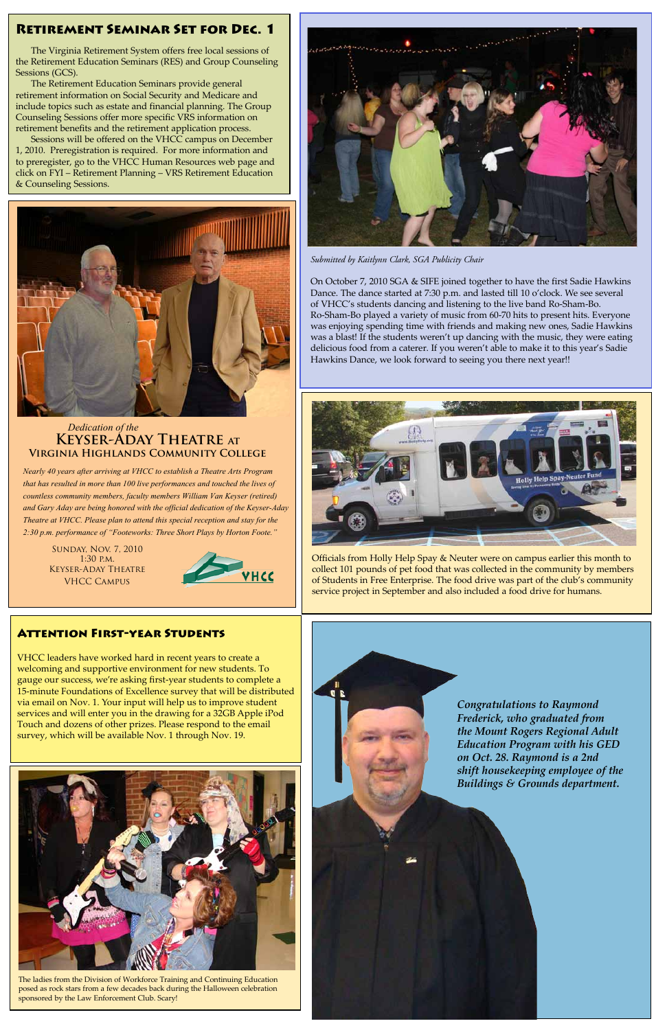## Retirement Seminar Set for Dec. 1

The Virginia Retirement System offers free local sessions of the Retirement Education Seminars (RES) and Group Counseling Sessions (GCS).

The Retirement Education Seminars provide general retirement information on Social Security and Medicare and include topics such as estate and financial planning. The Group Counseling Sessions offer more specific VRS information on retirement benefits and the retirement application process.

Sessions will be offered on the VHCC campus on December 1, 2010. Preregistration is required. For more information and to preregister, go to the VHCC Human Resources web page and click on FYI – Retirement Planning – VRS Retirement Education & Counseling Sessions.

*Submitted by Kaitlynn Clark, SGA Publicity Chair*

On October 7, 2010 SGA & SIFE joined together to have the first Sadie Hawkins Dance. The dance started at 7:30 p.m. and lasted till 10 o'clock. We see several of VHCC's students dancing and listening to the live band Ro-Sham-Bo. Ro-Sham-Bo played a variety of music from 60-70 hits to present hits. Everyone was enjoying spending time with friends and making new ones, Sadie Hawkins was a blast! If the students weren't up dancing with the music, they were eating delicious food from a caterer. If you weren't able to make it to this year's Sadie Hawkins Dance, we look forward to seeing you there next year!!

*Dedication of the*

## Keyser-Aday Theatre at Virginia Highlands Community College

*Nearly 40 years after arriving at VHCC to establish a Theatre Arts Program that has resulted in more than 100 live performances and touched the lives of countless community members, faculty members William Van Keyser (retired) and Gary Aday are being honored with the official dedication of the Keyser-Aday Theatre at VHCC. Please plan to attend this special reception and stay for the 2:30 p.m. performance of "Footeworks: Three Short Plays by Horton Foote."*

Sunday, Nov. 7, 2010
1:30 p.m.
Keyser-Aday Theatre
VHCC Campus

VHCC

Officials from Holly Help Spay & Neuter were on campus earlier this month to collect 101 pounds of pet food that was collected in the community by members of Students in Free Enterprise. The food drive was part of the club's community service project in September and also included a food drive for humans.

## Attention First-year Students

VHCC leaders have worked hard in recent years to create a welcoming and supportive environment for new students. To gauge our success, we're asking first-year students to complete a 15-minute Foundations of Excellence survey that will be distributed via email on Nov. 1. Your input will help us to improve student services and will enter you in the drawing for a 32GB Apple iPod Touch and dozens of other prizes. Please respond to the email survey, which will be available Nov. 1 through Nov. 19.

The ladies from the Division of Workforce Training and Continuing Education posed as rock stars from a few decades back during the Halloween celebration sponsored by the Law Enforcement Club. Scary!

***Congratulations to Raymond Frederick, who graduated from the Mount Rogers Regional Adult Education Program with his GED on Oct. 28. Raymond is a 2nd shift housekeeping employee of the Buildings & Grounds department.***